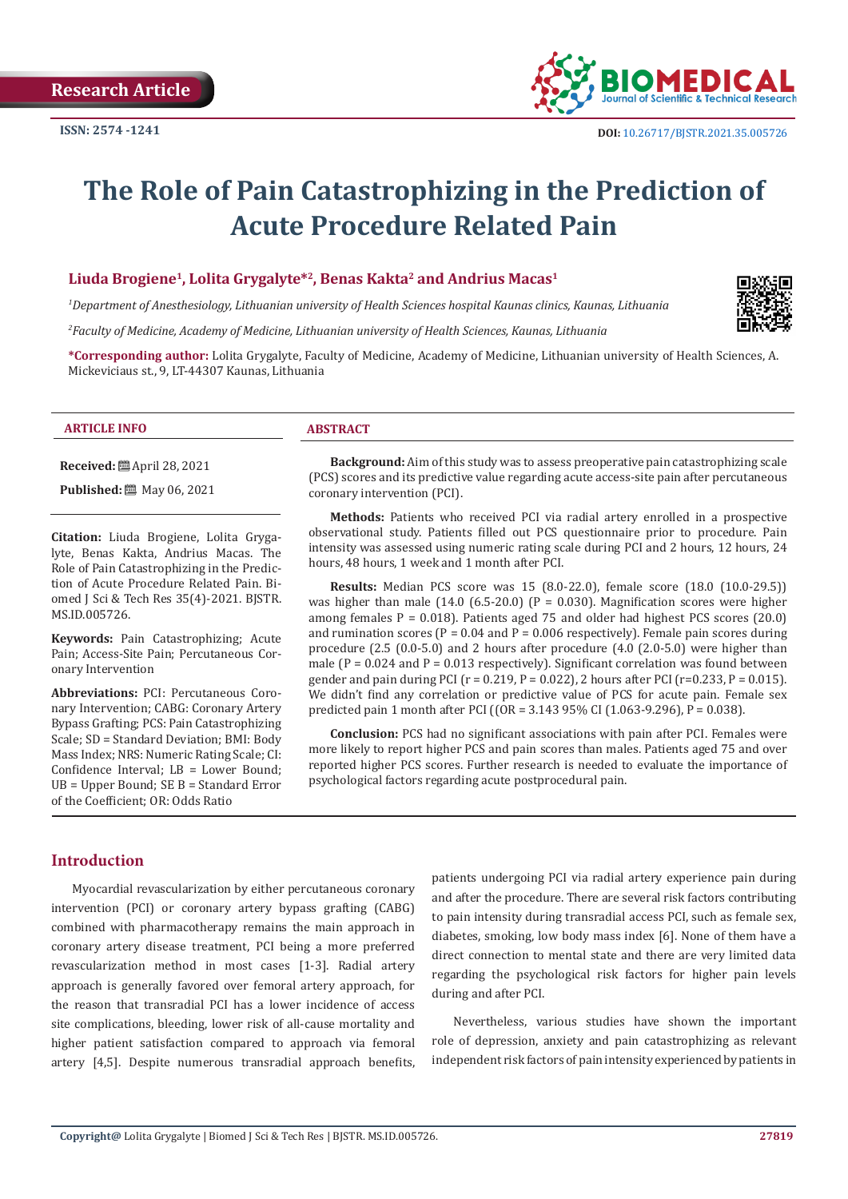Research Article

ISSN: 2574 -1241

DOI: 10.26717/BJSTR.2021.35.005726

# The Role of Pain Catastrophizing in the Prediction of Acute Procedure Related Pain

**Liuda Brogiene[1], Lolita Grygalyte*[2], Benas Kakta[2] and Andrius Macas[1]**

*[1]Department of Anesthesiology, Lithuanian university of Health Sciences hospital Kaunas clinics, Kaunas, Lithuania*

*[2]Faculty of Medicine, Academy of Medicine, Lithuanian university of Health Sciences, Kaunas, Lithuania*

**\*Corresponding author:** Lolita Grygalyte, Faculty of Medicine, Academy of Medicine, Lithuanian university of Health Sciences, A. Mickeviciaus st., 9, LT-44307 Kaunas, Lithuania

## ARTICLE INFO

**Received:** April 28, 2021

**Published:** May 06, 2021

**Citation:** Liuda Brogiene, Lolita Grygalyte, Benas Kakta, Andrius Macas. The Role of Pain Catastrophizing in the Prediction of Acute Procedure Related Pain. Biomed J Sci & Tech Res 35(4)-2021. BJSTR. MS.ID.005726.

**Keywords:** Pain Catastrophizing; Acute Pain; Access-Site Pain; Percutaneous Coronary Intervention

**Abbreviations:** PCI: Percutaneous Coronary Intervention; CABG: Coronary Artery Bypass Grafting; PCS: Pain Catastrophizing Scale; SD = Standard Deviation; BMI: Body Mass Index; NRS: Numeric Rating Scale; CI: Confidence Interval; LB = Lower Bound; UB = Upper Bound; SE B = Standard Error of the Coefficient; OR: Odds Ratio

## ABSTRACT

**Background:** Aim of this study was to assess preoperative pain catastrophizing scale (PCS) scores and its predictive value regarding acute access-site pain after percutaneous coronary intervention (PCI).

**Methods:** Patients who received PCI via radial artery enrolled in a prospective observational study. Patients filled out PCS questionnaire prior to procedure. Pain intensity was assessed using numeric rating scale during PCI and 2 hours, 12 hours, 24 hours, 48 hours, 1 week and 1 month after PCI.

**Results:** Median PCS score was 15 (8.0-22.0), female score (18.0 (10.0-29.5)) was higher than male (14.0 (6.5-20.0) (P = 0.030). Magnification scores were higher among females P = 0.018). Patients aged 75 and older had highest PCS scores (20.0) and rumination scores (P = 0.04 and P = 0.006 respectively). Female pain scores during procedure (2.5 (0.0-5.0) and 2 hours after procedure (4.0 (2.0-5.0) were higher than male (P = 0.024 and P = 0.013 respectively). Significant correlation was found between gender and pain during PCI (r = 0.219, P = 0.022), 2 hours after PCI (r=0.233, P = 0.015). We didn't find any correlation or predictive value of PCS for acute pain. Female sex predicted pain 1 month after PCI ((OR = 3.143 95% CI (1.063-9.296), P = 0.038).

**Conclusion:** PCS had no significant associations with pain after PCI. Females were more likely to report higher PCS and pain scores than males. Patients aged 75 and over reported higher PCS scores. Further research is needed to evaluate the importance of psychological factors regarding acute postprocedural pain.

## Introduction

Myocardial revascularization by either percutaneous coronary intervention (PCI) or coronary artery bypass grafting (CABG) combined with pharmacotherapy remains the main approach in coronary artery disease treatment, PCI being a more preferred revascularization method in most cases [1-3]. Radial artery approach is generally favored over femoral artery approach, for the reason that transradial PCI has a lower incidence of access site complications, bleeding, lower risk of all-cause mortality and higher patient satisfaction compared to approach via femoral artery [4,5]. Despite numerous transradial approach benefits, patients undergoing PCI via radial artery experience pain during and after the procedure. There are several risk factors contributing to pain intensity during transradial access PCI, such as female sex, diabetes, smoking, low body mass index [6]. None of them have a direct connection to mental state and there are very limited data regarding the psychological risk factors for higher pain levels during and after PCI.

Nevertheless, various studies have shown the important role of depression, anxiety and pain catastrophizing as relevant independent risk factors of pain intensity experienced by patients in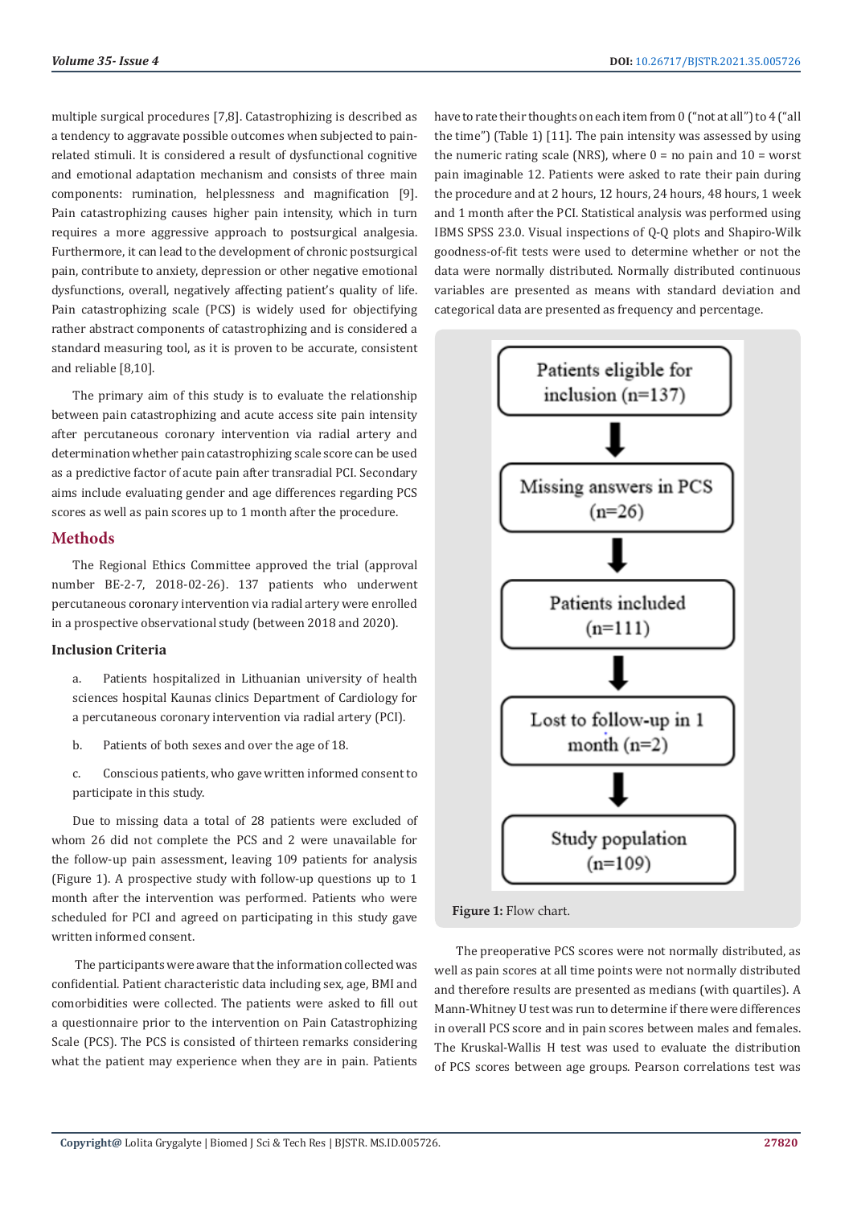multiple surgical procedures [7,8]. Catastrophizing is described as a tendency to aggravate possible outcomes when subjected to pain-related stimuli. It is considered a result of dysfunctional cognitive and emotional adaptation mechanism and consists of three main components: rumination, helplessness and magnification [9]. Pain catastrophizing causes higher pain intensity, which in turn requires a more aggressive approach to postsurgical analgesia. Furthermore, it can lead to the development of chronic postsurgical pain, contribute to anxiety, depression or other negative emotional dysfunctions, overall, negatively affecting patient's quality of life. Pain catastrophizing scale (PCS) is widely used for objectifying rather abstract components of catastrophizing and is considered a standard measuring tool, as it is proven to be accurate, consistent and reliable [8,10].

The primary aim of this study is to evaluate the relationship between pain catastrophizing and acute access site pain intensity after percutaneous coronary intervention via radial artery and determination whether pain catastrophizing scale score can be used as a predictive factor of acute pain after transradial PCI. Secondary aims include evaluating gender and age differences regarding PCS scores as well as pain scores up to 1 month after the procedure.

## Methods

The Regional Ethics Committee approved the trial (approval number BE-2-7, 2018-02-26). 137 patients who underwent percutaneous coronary intervention via radial artery were enrolled in a prospective observational study (between 2018 and 2020).

### Inclusion Criteria

a. Patients hospitalized in Lithuanian university of health sciences hospital Kaunas clinics Department of Cardiology for a percutaneous coronary intervention via radial artery (PCI).

b. Patients of both sexes and over the age of 18.

c. Conscious patients, who gave written informed consent to participate in this study.

Due to missing data a total of 28 patients were excluded of whom 26 did not complete the PCS and 2 were unavailable for the follow-up pain assessment, leaving 109 patients for analysis (Figure 1). A prospective study with follow-up questions up to 1 month after the intervention was performed. Patients who were scheduled for PCI and agreed on participating in this study gave written informed consent.

The participants were aware that the information collected was confidential. Patient characteristic data including sex, age, BMI and comorbidities were collected. The patients were asked to fill out a questionnaire prior to the intervention on Pain Catastrophizing Scale (PCS). The PCS is consisted of thirteen remarks considering what the patient may experience when they are in pain. Patients have to rate their thoughts on each item from 0 ("not at all") to 4 ("all the time") (Table 1) [11]. The pain intensity was assessed by using the numeric rating scale (NRS), where 0 = no pain and 10 = worst pain imaginable 12. Patients were asked to rate their pain during the procedure and at 2 hours, 12 hours, 24 hours, 48 hours, 1 week and 1 month after the PCI. Statistical analysis was performed using IBMS SPSS 23.0. Visual inspections of Q-Q plots and Shapiro-Wilk goodness-of-fit tests were used to determine whether or not the data were normally distributed. Normally distributed continuous variables are presented as means with standard deviation and categorical data are presented as frequency and percentage.

Patients eligible for inclusion (n=137)
↓
Missing answers in PCS (n=26)
↓
Patients included (n=111)
↓
Lost to follow-up in 1 month (n=2)
↓
Study population (n=109)

**Figure 1:** Flow chart.

The preoperative PCS scores were not normally distributed, as well as pain scores at all time points were not normally distributed and therefore results are presented as medians (with quartiles). A Mann-Whitney U test was run to determine if there were differences in overall PCS score and in pain scores between males and females. The Kruskal-Wallis H test was used to evaluate the distribution of PCS scores between age groups. Pearson correlations test was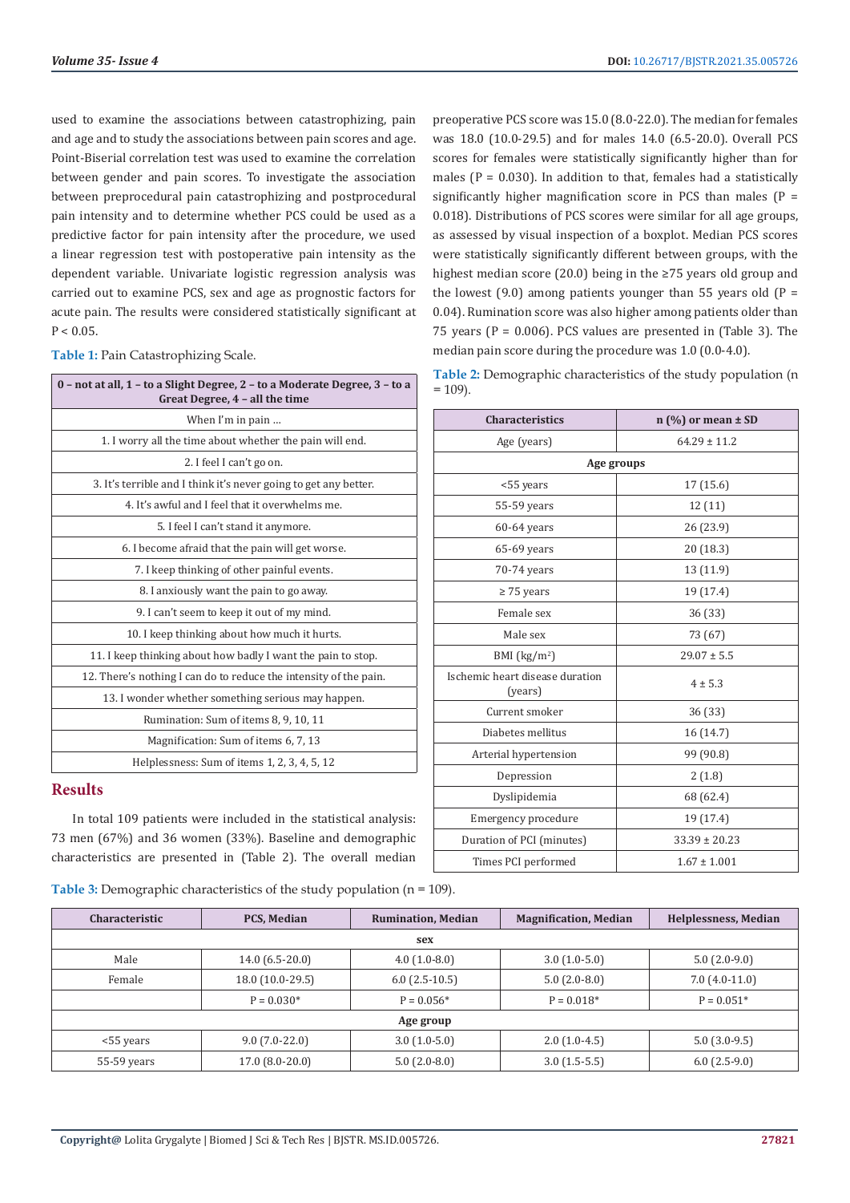used to examine the associations between catastrophizing, pain and age and to study the associations between pain scores and age. Point-Biserial correlation test was used to examine the correlation between gender and pain scores. To investigate the association between preprocedural pain catastrophizing and postprocedural pain intensity and to determine whether PCS could be used as a predictive factor for pain intensity after the procedure, we used a linear regression test with postoperative pain intensity as the dependent variable. Univariate logistic regression analysis was carried out to examine PCS, sex and age as prognostic factors for acute pain. The results were considered statistically significant at P < 0.05.

**Table 1:** Pain Catastrophizing Scale.

| 0 – not at all, 1 – to a Slight Degree, 2 – to a Moderate Degree, 3 – to a Great Degree, 4 – all the time |
|---|
| When I'm in pain ... |
| 1. I worry all the time about whether the pain will end. |
| 2. I feel I can't go on. |
| 3. It's terrible and I think it's never going to get any better. |
| 4. It's awful and I feel that it overwhelms me. |
| 5. I feel I can't stand it anymore. |
| 6. I become afraid that the pain will get worse. |
| 7. I keep thinking of other painful events. |
| 8. I anxiously want the pain to go away. |
| 9. I can't seem to keep it out of my mind. |
| 10. I keep thinking about how much it hurts. |
| 11. I keep thinking about how badly I want the pain to stop. |
| 12. There's nothing I can do to reduce the intensity of the pain. |
| 13. I wonder whether something serious may happen. |
| Rumination: Sum of items 8, 9, 10, 11 |
| Magnification: Sum of items 6, 7, 13 |
| Helplessness: Sum of items 1, 2, 3, 4, 5, 12 |

## Results

In total 109 patients were included in the statistical analysis: 73 men (67%) and 36 women (33%). Baseline and demographic characteristics are presented in (Table 2). The overall median preoperative PCS score was 15.0 (8.0-22.0). The median for females was 18.0 (10.0-29.5) and for males 14.0 (6.5-20.0). Overall PCS scores for females were statistically significantly higher than for males (P = 0.030). In addition to that, females had a statistically significantly higher magnification score in PCS than males (P = 0.018). Distributions of PCS scores were similar for all age groups, as assessed by visual inspection of a boxplot. Median PCS scores were statistically significantly different between groups, with the highest median score (20.0) being in the ≥75 years old group and the lowest (9.0) among patients younger than 55 years old (P = 0.04). Rumination score was also higher among patients older than 75 years (P = 0.006). PCS values are presented in (Table 3). The median pain score during the procedure was 1.0 (0.0-4.0).

**Table 2:** Demographic characteristics of the study population (n = 109).

| Characteristics | n (%) or mean ± SD |
|---|---|
| Age (years) | 64.29 ± 11.2 |
| **Age groups** | |
| <55 years | 17 (15.6) |
| 55-59 years | 12 (11) |
| 60-64 years | 26 (23.9) |
| 65-69 years | 20 (18.3) |
| 70-74 years | 13 (11.9) |
| ≥ 75 years | 19 (17.4) |
| Female sex | 36 (33) |
| Male sex | 73 (67) |
| BMI (kg/m$^2$) | 29.07 ± 5.5 |
| Ischemic heart disease duration (years) | 4 ± 5.3 |
| Current smoker | 36 (33) |
| Diabetes mellitus | 16 (14.7) |
| Arterial hypertension | 99 (90.8) |
| Depression | 2 (1.8) |
| Dyslipidemia | 68 (62.4) |
| Emergency procedure | 19 (17.4) |
| Duration of PCI (minutes) | 33.39 ± 20.23 |
| Times PCI performed | 1.67 ± 1.001 |

**Table 3:** Demographic characteristics of the study population (n = 109).

| Characteristic | PCS, Median | Rumination, Median | Magnification, Median | Helplessness, Median |
|---|---|---|---|---|
| **sex** | | | | |
| Male | 14.0 (6.5-20.0) | 4.0 (1.0-8.0) | 3.0 (1.0-5.0) | 5.0 (2.0-9.0) |
| Female | 18.0 (10.0-29.5) | 6.0 (2.5-10.5) | 5.0 (2.0-8.0) | 7.0 (4.0-11.0) |
| | P = 0.030* | P = 0.056* | P = 0.018* | P = 0.051* |
| **Age group** | | | | |
| <55 years | 9.0 (7.0-22.0) | 3.0 (1.0-5.0) | 2.0 (1.0-4.5) | 5.0 (3.0-9.5) |
| 55-59 years | 17.0 (8.0-20.0) | 5.0 (2.0-8.0) | 3.0 (1.5-5.5) | 6.0 (2.5-9.0) |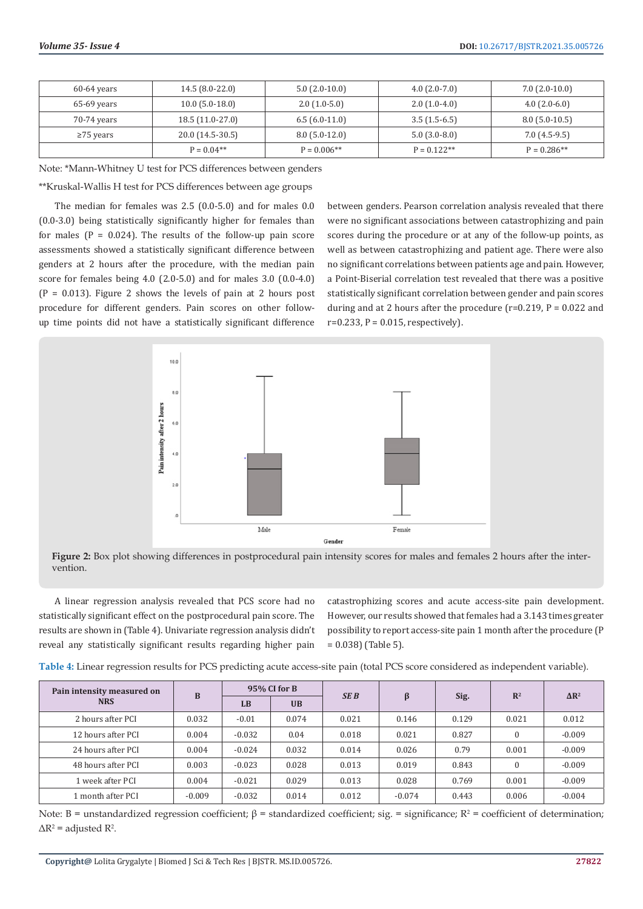| 60-64 years | 14.5 (8.0-22.0) | 5.0 (2.0-10.0) | 4.0 (2.0-7.0) | 7.0 (2.0-10.0) |
|---|---|---|---|---|
| 65-69 years | 10.0 (5.0-18.0) | 2.0 (1.0-5.0) | 2.0 (1.0-4.0) | 4.0 (2.0-6.0) |
| 70-74 years | 18.5 (11.0-27.0) | 6.5 (6.0-11.0) | 3.5 (1.5-6.5) | 8.0 (5.0-10.5) |
| ≥75 years | 20.0 (14.5-30.5) | 8.0 (5.0-12.0) | 5.0 (3.0-8.0) | 7.0 (4.5-9.5) |
| | P = 0.04** | P = 0.006** | P = 0.122** | P = 0.286** |

Note: *Mann-Whitney U test for PCS differences between genders

**Kruskal-Wallis H test for PCS differences between age groups

The median for females was 2.5 (0.0-5.0) and for males 0.0 (0.0-3.0) being statistically significantly higher for females than for males (P = 0.024). The results of the follow-up pain score assessments showed a statistically significant difference between genders at 2 hours after the procedure, with the median pain score for females being 4.0 (2.0-5.0) and for males 3.0 (0.0-4.0) (P = 0.013). Figure 2 shows the levels of pain at 2 hours post procedure for different genders. Pain scores on other follow-up time points did not have a statistically significant difference between genders. Pearson correlation analysis revealed that there were no significant associations between catastrophizing and pain scores during the procedure or at any of the follow-up points, as well as between catastrophizing and patient age. There were also no significant correlations between patients age and pain. However, a Point-Biserial correlation test revealed that there was a positive statistically significant correlation between gender and pain scores during and at 2 hours after the procedure (r=0.219, P = 0.022 and r=0.233, P = 0.015, respectively).

**Figure 2:** Box plot showing differences in postprocedural pain intensity scores for males and females 2 hours after the intervention.

A linear regression analysis revealed that PCS score had no statistically significant effect on the postprocedural pain score. The results are shown in (Table 4). Univariate regression analysis didn't reveal any statistically significant results regarding higher pain catastrophizing scores and acute access-site pain development. However, our results showed that females had a 3.143 times greater possibility to report access-site pain 1 month after the procedure (P = 0.038) (Table 5).

**Table 4:** Linear regression results for PCS predicting acute access-site pain (total PCS score considered as independent variable).

| Pain intensity measured on NRS | B | 95% CI for B | | *SE B* | β | Sig. | $R^2$ | $\Delta R^2$ |
|---|---|---|---|---|---|---|---|---|
| | | LB | UB | | | | | |
| 2 hours after PCI | 0.032 | -0.01 | 0.074 | 0.021 | 0.146 | 0.129 | 0.021 | 0.012 |
| 12 hours after PCI | 0.004 | -0.032 | 0.04 | 0.018 | 0.021 | 0.827 | 0 | -0.009 |
| 24 hours after PCI | 0.004 | -0.024 | 0.032 | 0.014 | 0.026 | 0.79 | 0.001 | -0.009 |
| 48 hours after PCI | 0.003 | -0.023 | 0.028 | 0.013 | 0.019 | 0.843 | 0 | -0.009 |
| 1 week after PCI | 0.004 | -0.021 | 0.029 | 0.013 | 0.028 | 0.769 | 0.001 | -0.009 |
| 1 month after PCI | -0.009 | -0.032 | 0.014 | 0.012 | -0.074 | 0.443 | 0.006 | -0.004 |

Note: B = unstandardized regression coefficient; β = standardized coefficient; sig. = significance; $R^2$ = coefficient of determination; $\Delta R^2$ = adjusted $R^2$.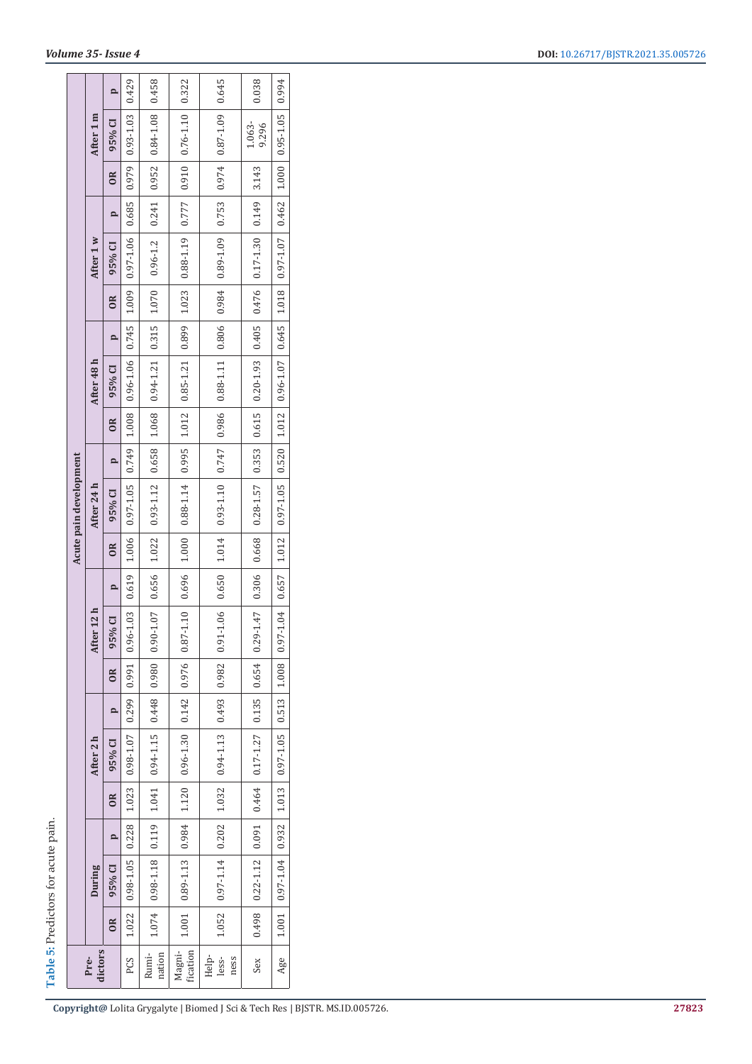**Table 5:** Predictors for acute pain.

| Predictors | Acute pain development | | | | | | | | | | | | | | | | | |
|---|---|---|---|---|---|---|---|---|---|---|---|---|---|---|---|---|---|---|
| | During | | | After 2 h | | | After 12 h | | | After 24 h | | | After 48 h | | | After 1 w | | | After 1 m | | |
| | OR | 95% CI | p | OR | 95% CI | p | OR | 95% CI | p | OR | 95% CI | p | OR | 95% CI | p | OR | 95% CI | p | OR | 95% CI | p |
| PCS | 1.022 | 0.98-1.05 | 0.228 | 1.023 | 0.98-1.07 | 0.299 | 0.991 | 0.96-1.03 | 0.619 | 1.006 | 0.97-1.05 | 0.749 | 1.008 | 0.96-1.06 | 0.745 | 1.009 | 0.97-1.06 | 0.685 | 0.979 | 0.93-1.03 | 0.429 |
| Rumination | 1.074 | 0.98-1.18 | 0.119 | 1.041 | 0.94-1.15 | 0.448 | 0.980 | 0.90-1.07 | 0.656 | 1.022 | 0.93-1.12 | 0.658 | 1.068 | 0.94-1.21 | 0.315 | 1.070 | 0.96-1.2 | 0.241 | 0.952 | 0.84-1.08 | 0.458 |
| Magnification | 1.001 | 0.89-1.13 | 0.984 | 1.120 | 0.96-1.30 | 0.142 | 0.976 | 0.87-1.10 | 0.696 | 1.000 | 0.88-1.14 | 0.995 | 1.012 | 0.85-1.21 | 0.899 | 1.023 | 0.88-1.19 | 0.777 | 0.910 | 0.76-1.10 | 0.322 |
| Helplessness | 1.052 | 0.97-1.14 | 0.202 | 1.032 | 0.94-1.13 | 0.493 | 0.982 | 0.91-1.06 | 0.650 | 1.014 | 0.93-1.10 | 0.747 | 0.986 | 0.88-1.11 | 0.806 | 0.984 | 0.89-1.09 | 0.753 | 0.974 | 0.87-1.09 | 0.645 |
| Sex | 0.498 | 0.22-1.12 | 0.091 | 0.464 | 0.17-1.27 | 0.135 | 0.654 | 0.29-1.47 | 0.306 | 0.668 | 0.28-1.57 | 0.353 | 0.615 | 0.20-1.93 | 0.405 | 0.476 | 0.17-1.30 | 0.149 | 3.143 | 1.063-9.296 | 0.038 |
| Age | 1.001 | 0.97-1.04 | 0.932 | 1.013 | 0.97-1.05 | 0.513 | 1.008 | 0.97-1.04 | 0.657 | 1.012 | 0.97-1.05 | 0.520 | 1.012 | 0.96-1.07 | 0.645 | 1.018 | 0.97-1.07 | 0.462 | 1.000 | 0.95-1.05 | 0.994 |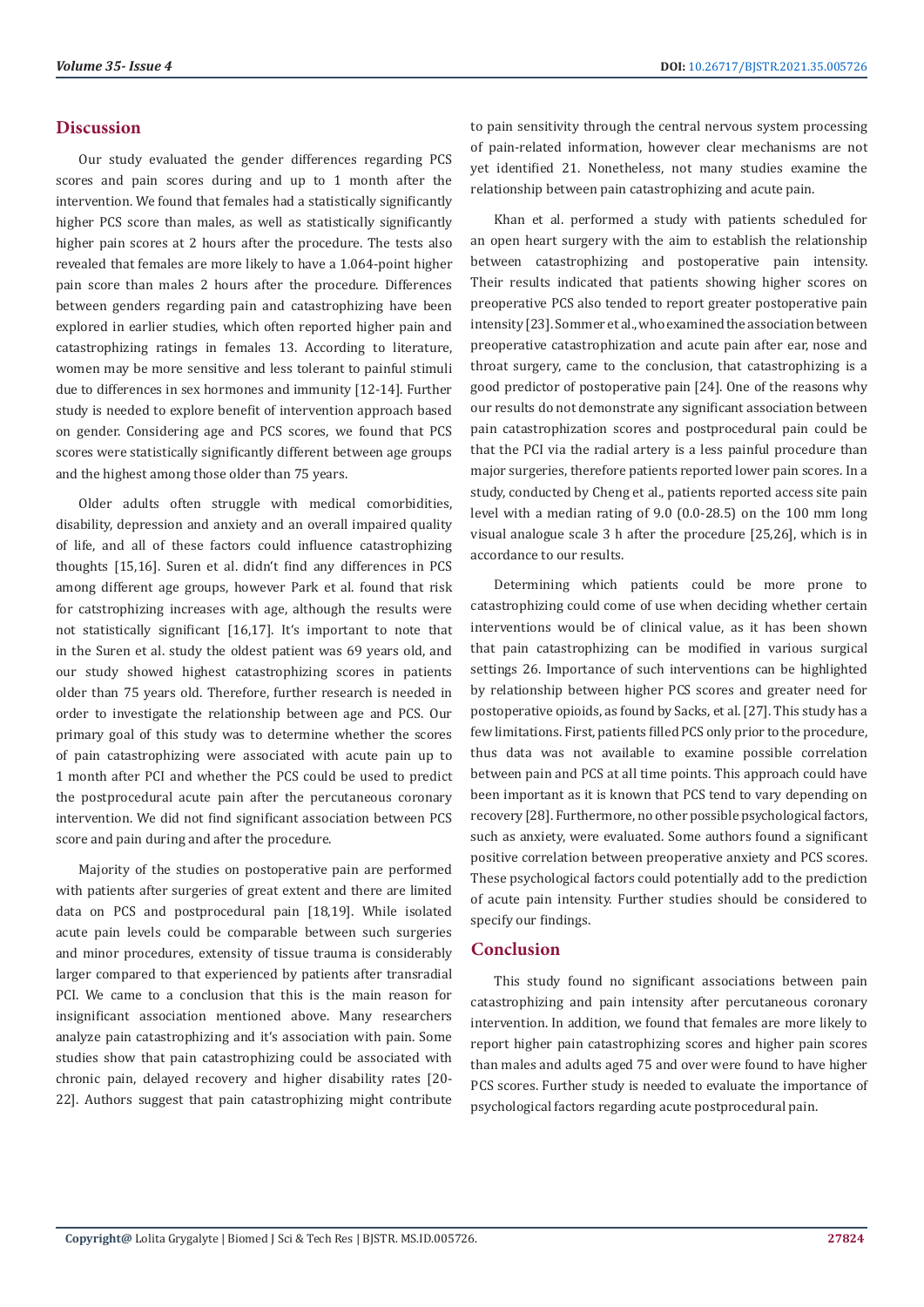## Discussion

Our study evaluated the gender differences regarding PCS scores and pain scores during and up to 1 month after the intervention. We found that females had a statistically significantly higher PCS score than males, as well as statistically significantly higher pain scores at 2 hours after the procedure. The tests also revealed that females are more likely to have a 1.064-point higher pain score than males 2 hours after the procedure. Differences between genders regarding pain and catastrophizing have been explored in earlier studies, which often reported higher pain and catastrophizing ratings in females 13. According to literature, women may be more sensitive and less tolerant to painful stimuli due to differences in sex hormones and immunity [12-14]. Further study is needed to explore benefit of intervention approach based on gender. Considering age and PCS scores, we found that PCS scores were statistically significantly different between age groups and the highest among those older than 75 years.

Older adults often struggle with medical comorbidities, disability, depression and anxiety and an overall impaired quality of life, and all of these factors could influence catastrophizing thoughts [15,16]. Suren et al. didn't find any differences in PCS among different age groups, however Park et al. found that risk for catstrophizing increases with age, although the results were not statistically significant [16,17]. It's important to note that in the Suren et al. study the oldest patient was 69 years old, and our study showed highest catastrophizing scores in patients older than 75 years old. Therefore, further research is needed in order to investigate the relationship between age and PCS. Our primary goal of this study was to determine whether the scores of pain catastrophizing were associated with acute pain up to 1 month after PCI and whether the PCS could be used to predict the postprocedural acute pain after the percutaneous coronary intervention. We did not find significant association between PCS score and pain during and after the procedure.

Majority of the studies on postoperative pain are performed with patients after surgeries of great extent and there are limited data on PCS and postprocedural pain [18,19]. While isolated acute pain levels could be comparable between such surgeries and minor procedures, extensity of tissue trauma is considerably larger compared to that experienced by patients after transradial PCI. We came to a conclusion that this is the main reason for insignificant association mentioned above. Many researchers analyze pain catastrophizing and it's association with pain. Some studies show that pain catastrophizing could be associated with chronic pain, delayed recovery and higher disability rates [20-22]. Authors suggest that pain catastrophizing might contribute to pain sensitivity through the central nervous system processing of pain-related information, however clear mechanisms are not yet identified 21. Nonetheless, not many studies examine the relationship between pain catastrophizing and acute pain.

Khan et al. performed a study with patients scheduled for an open heart surgery with the aim to establish the relationship between catastrophizing and postoperative pain intensity. Their results indicated that patients showing higher scores on preoperative PCS also tended to report greater postoperative pain intensity [23]. Sommer et al., who examined the association between preoperative catastrophization and acute pain after ear, nose and throat surgery, came to the conclusion, that catastrophizing is a good predictor of postoperative pain [24]. One of the reasons why our results do not demonstrate any significant association between pain catastrophization scores and postprocedural pain could be that the PCI via the radial artery is a less painful procedure than major surgeries, therefore patients reported lower pain scores. In a study, conducted by Cheng et al., patients reported access site pain level with a median rating of 9.0 (0.0-28.5) on the 100 mm long visual analogue scale 3 h after the procedure [25,26], which is in accordance to our results.

Determining which patients could be more prone to catastrophizing could come of use when deciding whether certain interventions would be of clinical value, as it has been shown that pain catastrophizing can be modified in various surgical settings 26. Importance of such interventions can be highlighted by relationship between higher PCS scores and greater need for postoperative opioids, as found by Sacks, et al. [27]. This study has a few limitations. First, patients filled PCS only prior to the procedure, thus data was not available to examine possible correlation between pain and PCS at all time points. This approach could have been important as it is known that PCS tend to vary depending on recovery [28]. Furthermore, no other possible psychological factors, such as anxiety, were evaluated. Some authors found a significant positive correlation between preoperative anxiety and PCS scores. These psychological factors could potentially add to the prediction of acute pain intensity. Further studies should be considered to specify our findings.

## Conclusion

This study found no significant associations between pain catastrophizing and pain intensity after percutaneous coronary intervention. In addition, we found that females are more likely to report higher pain catastrophizing scores and higher pain scores than males and adults aged 75 and over were found to have higher PCS scores. Further study is needed to evaluate the importance of psychological factors regarding acute postprocedural pain.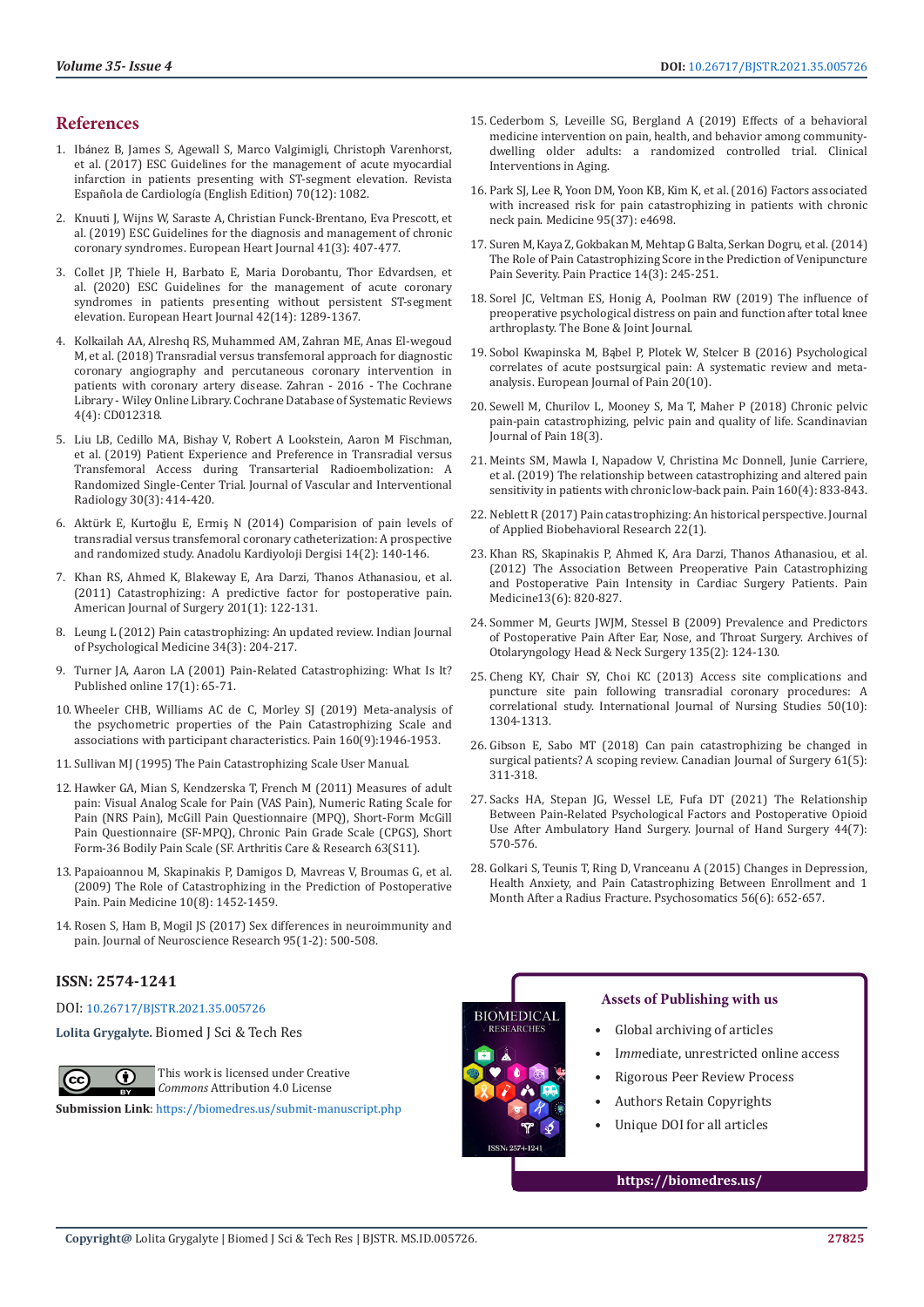## References

1. Ibánez B, James S, Agewall S, Marco Valgimigli, Christoph Varenhorst, et al. (2017) ESC Guidelines for the management of acute myocardial infarction in patients presenting with ST-segment elevation. Revista Española de Cardiología (English Edition) 70(12): 1082.
2. Knuuti J, Wijns W, Saraste A, Christian Funck-Brentano, Eva Prescott, et al. (2019) ESC Guidelines for the diagnosis and management of chronic coronary syndromes. European Heart Journal 41(3): 407-477.
3. Collet JP, Thiele H, Barbato E, Maria Dorobantu, Thor Edvardsen, et al. (2020) ESC Guidelines for the management of acute coronary syndromes in patients presenting without persistent ST-segment elevation. European Heart Journal 42(14): 1289-1367.
4. Kolkailah AA, Alreshq RS, Muhammed AM, Zahran ME, Anas El-wegoud M, et al. (2018) Transradial versus transfemoral approach for diagnostic coronary angiography and percutaneous coronary intervention in patients with coronary artery disease. Zahran - 2016 - The Cochrane Library - Wiley Online Library. Cochrane Database of Systematic Reviews 4(4): CD012318.
5. Liu LB, Cedillo MA, Bishay V, Robert A Lookstein, Aaron M Fischman, et al. (2019) Patient Experience and Preference in Transradial versus Transfemoral Access during Transarterial Radioembolization: A Randomized Single-Center Trial. Journal of Vascular and Interventional Radiology 30(3): 414-420.
6. Aktürk E, Kurtoğlu E, Ermiş N (2014) Comparision of pain levels of transradial versus transfemoral coronary catheterization: A prospective and randomized study. Anadolu Kardiyoloji Dergisi 14(2): 140-146.
7. Khan RS, Ahmed K, Blakeway E, Ara Darzi, Thanos Athanasiou, et al. (2011) Catastrophizing: A predictive factor for postoperative pain. American Journal of Surgery 201(1): 122-131.
8. Leung L (2012) Pain catastrophizing: An updated review. Indian Journal of Psychological Medicine 34(3): 204-217.
9. Turner JA, Aaron LA (2001) Pain-Related Catastrophizing: What Is It? Published online 17(1): 65-71.
10. Wheeler CHB, Williams AC de C, Morley SJ (2019) Meta-analysis of the psychometric properties of the Pain Catastrophizing Scale and associations with participant characteristics. Pain 160(9):1946-1953.
11. Sullivan MJ (1995) The Pain Catastrophizing Scale User Manual.
12. Hawker GA, Mian S, Kendzerska T, French M (2011) Measures of adult pain: Visual Analog Scale for Pain (VAS Pain), Numeric Rating Scale for Pain (NRS Pain), McGill Pain Questionnaire (MPQ), Short-Form McGill Pain Questionnaire (SF-MPQ), Chronic Pain Grade Scale (CPGS), Short Form-36 Bodily Pain Scale (SF. Arthritis Care & Research 63(S11).
13. Papaioannou M, Skapinakis P, Damigos D, Mavreas V, Broumas G, et al. (2009) The Role of Catastrophizing in the Prediction of Postoperative Pain. Pain Medicine 10(8): 1452-1459.
14. Rosen S, Ham B, Mogil JS (2017) Sex differences in neuroimmunity and pain. Journal of Neuroscience Research 95(1-2): 500-508.
15. Cederbom S, Leveille SG, Bergland A (2019) Effects of a behavioral medicine intervention on pain, health, and behavior among community-dwelling older adults: a randomized controlled trial. Clinical Interventions in Aging.
16. Park SJ, Lee R, Yoon DM, Yoon KB, Kim K, et al. (2016) Factors associated with increased risk for pain catastrophizing in patients with chronic neck pain. Medicine 95(37): e4698.
17. Suren M, Kaya Z, Gokbakan M, Mehtap G Balta, Serkan Dogru, et al. (2014) The Role of Pain Catastrophizing Score in the Prediction of Venipuncture Pain Severity. Pain Practice 14(3): 245-251.
18. Sorel JC, Veltman ES, Honig A, Poolman RW (2019) The influence of preoperative psychological distress on pain and function after total knee arthroplasty. The Bone & Joint Journal.
19. Sobol Kwapinska M, Bąbel P, Plotek W, Stelcer B (2016) Psychological correlates of acute postsurgical pain: A systematic review and meta-analysis. European Journal of Pain 20(10).
20. Sewell M, Churilov L, Mooney S, Ma T, Maher P (2018) Chronic pelvic pain-pain catastrophizing, pelvic pain and quality of life. Scandinavian Journal of Pain 18(3).
21. Meints SM, Mawla I, Napadow V, Christina Mc Donnell, Junie Carriere, et al. (2019) The relationship between catastrophizing and altered pain sensitivity in patients with chronic low-back pain. Pain 160(4): 833-843.
22. Neblett R (2017) Pain catastrophizing: An historical perspective. Journal of Applied Biobehavioral Research 22(1).
23. Khan RS, Skapinakis P, Ahmed K, Ara Darzi, Thanos Athanasiou, et al. (2012) The Association Between Preoperative Pain Catastrophizing and Postoperative Pain Intensity in Cardiac Surgery Patients. Pain Medicine13(6): 820-827.
24. Sommer M, Geurts JWJM, Stessel B (2009) Prevalence and Predictors of Postoperative Pain After Ear, Nose, and Throat Surgery. Archives of Otolaryngology Head & Neck Surgery 135(2): 124-130.
25. Cheng KY, Chair SY, Choi KC (2013) Access site complications and puncture site pain following transradial coronary procedures: A correlational study. International Journal of Nursing Studies 50(10): 1304-1313.
26. Gibson E, Sabo MT (2018) Can pain catastrophizing be changed in surgical patients? A scoping review. Canadian Journal of Surgery 61(5): 311-318.
27. Sacks HA, Stepan JG, Wessel LE, Fufa DT (2021) The Relationship Between Pain-Related Psychological Factors and Postoperative Opioid Use After Ambulatory Hand Surgery. Journal of Hand Surgery 44(7): 570-576.
28. Golkari S, Teunis T, Ring D, Vranceanu A (2015) Changes in Depression, Health Anxiety, and Pain Catastrophizing Between Enrollment and 1 Month After a Radius Fracture. Psychosomatics 56(6): 652-657.

**ISSN: 2574-1241**

DOI: 10.26717/BJSTR.2021.35.005726

**Lolita Grygalyte.** Biomed J Sci & Tech Res

This work is licensed under Creative *Commons* Attribution 4.0 License

**Submission Link**: https://biomedres.us/submit-manuscript.php

### Assets of Publishing with us

- Global archiving of articles
- Immediate, unrestricted online access
- Rigorous Peer Review Process
- Authors Retain Copyrights
- Unique DOI for all articles

**https://biomedres.us/**